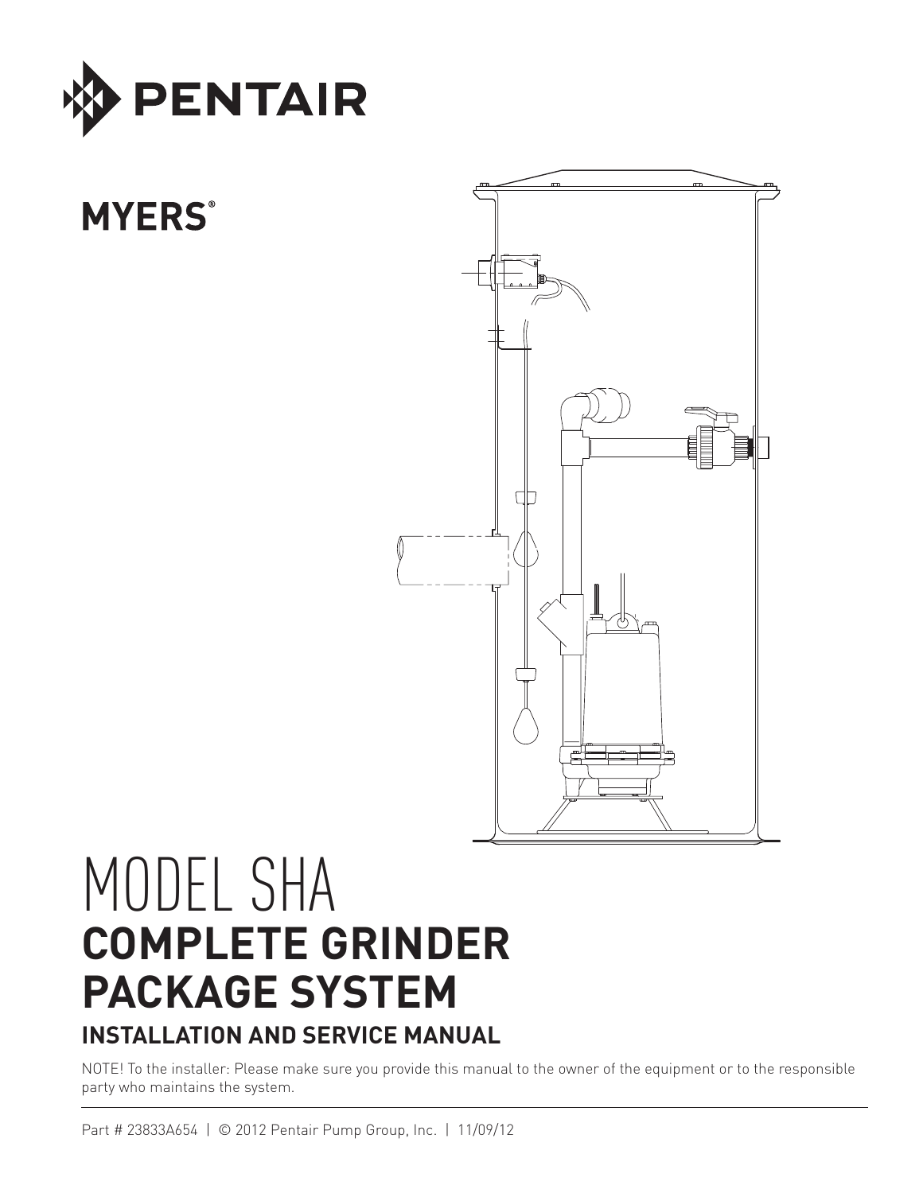PENTAIR

MYERS®

# MODEL SHA
# COMPLETE GRINDER PACKAGE SYSTEM
## INSTALLATION AND SERVICE MANUAL

NOTE! To the installer: Please make sure you provide this manual to the owner of the equipment or to the responsible party who maintains the system.

Part # 23833A654 | © 2012 Pentair Pump Group, Inc. | 11/09/12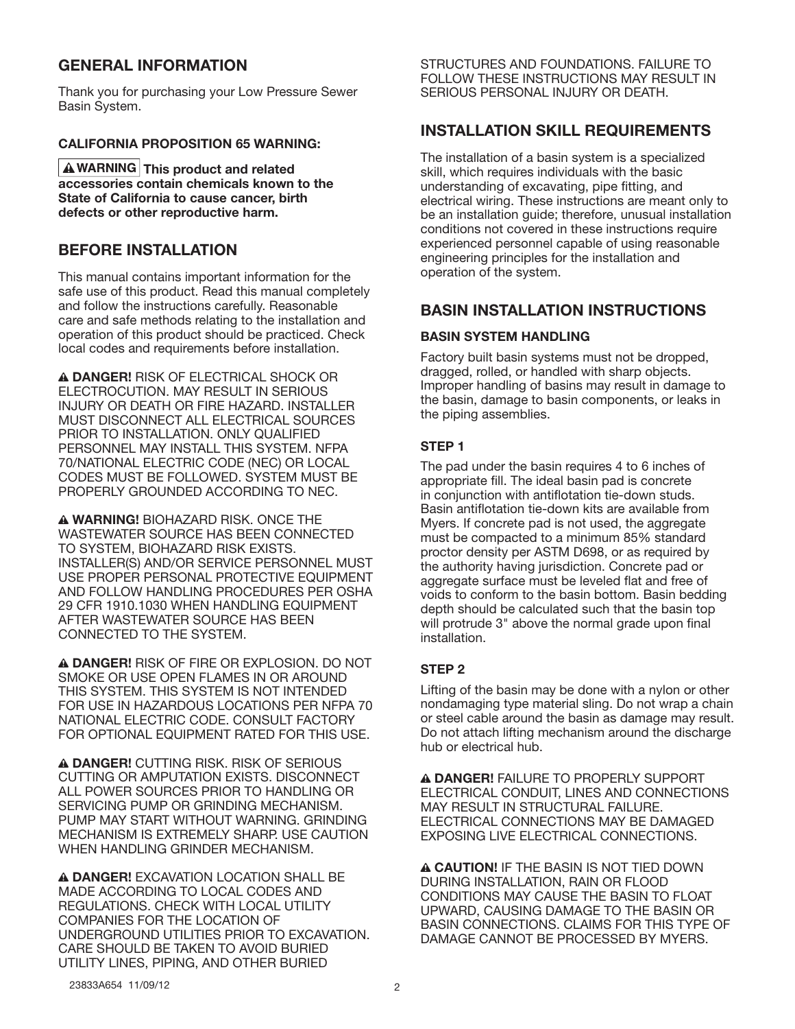## GENERAL INFORMATION

Thank you for purchasing your Low Pressure Sewer Basin System.

**CALIFORNIA PROPOSITION 65 WARNING:**

**⚠ WARNING This product and related accessories contain chemicals known to the State of California to cause cancer, birth defects or other reproductive harm.**

## BEFORE INSTALLATION

This manual contains important information for the safe use of this product. Read this manual completely and follow the instructions carefully. Reasonable care and safe methods relating to the installation and operation of this product should be practiced. Check local codes and requirements before installation.

**⚠ DANGER!** RISK OF ELECTRICAL SHOCK OR ELECTROCUTION. MAY RESULT IN SERIOUS INJURY OR DEATH OR FIRE HAZARD. INSTALLER MUST DISCONNECT ALL ELECTRICAL SOURCES PRIOR TO INSTALLATION. ONLY QUALIFIED PERSONNEL MAY INSTALL THIS SYSTEM. NFPA 70/NATIONAL ELECTRIC CODE (NEC) OR LOCAL CODES MUST BE FOLLOWED. SYSTEM MUST BE PROPERLY GROUNDED ACCORDING TO NEC.

**⚠ WARNING!** BIOHAZARD RISK. ONCE THE WASTEWATER SOURCE HAS BEEN CONNECTED TO SYSTEM, BIOHAZARD RISK EXISTS. INSTALLER(S) AND/OR SERVICE PERSONNEL MUST USE PROPER PERSONAL PROTECTIVE EQUIPMENT AND FOLLOW HANDLING PROCEDURES PER OSHA 29 CFR 1910.1030 WHEN HANDLING EQUIPMENT AFTER WASTEWATER SOURCE HAS BEEN CONNECTED TO THE SYSTEM.

**⚠ DANGER!** RISK OF FIRE OR EXPLOSION. DO NOT SMOKE OR USE OPEN FLAMES IN OR AROUND THIS SYSTEM. THIS SYSTEM IS NOT INTENDED FOR USE IN HAZARDOUS LOCATIONS PER NFPA 70 NATIONAL ELECTRIC CODE. CONSULT FACTORY FOR OPTIONAL EQUIPMENT RATED FOR THIS USE.

**⚠ DANGER!** CUTTING RISK. RISK OF SERIOUS CUTTING OR AMPUTATION EXISTS. DISCONNECT ALL POWER SOURCES PRIOR TO HANDLING OR SERVICING PUMP OR GRINDING MECHANISM. PUMP MAY START WITHOUT WARNING. GRINDING MECHANISM IS EXTREMELY SHARP. USE CAUTION WHEN HANDLING GRINDER MECHANISM.

**⚠ DANGER!** EXCAVATION LOCATION SHALL BE MADE ACCORDING TO LOCAL CODES AND REGULATIONS. CHECK WITH LOCAL UTILITY COMPANIES FOR THE LOCATION OF UNDERGROUND UTILITIES PRIOR TO EXCAVATION. CARE SHOULD BE TAKEN TO AVOID BURIED UTILITY LINES, PIPING, AND OTHER BURIED STRUCTURES AND FOUNDATIONS. FAILURE TO FOLLOW THESE INSTRUCTIONS MAY RESULT IN SERIOUS PERSONAL INJURY OR DEATH.

## INSTALLATION SKILL REQUIREMENTS

The installation of a basin system is a specialized skill, which requires individuals with the basic understanding of excavating, pipe fitting, and electrical wiring. These instructions are meant only to be an installation guide; therefore, unusual installation conditions not covered in these instructions require experienced personnel capable of using reasonable engineering principles for the installation and operation of the system.

## BASIN INSTALLATION INSTRUCTIONS

### BASIN SYSTEM HANDLING

Factory built basin systems must not be dropped, dragged, rolled, or handled with sharp objects. Improper handling of basins may result in damage to the basin, damage to basin components, or leaks in the piping assemblies.

### STEP 1

The pad under the basin requires 4 to 6 inches of appropriate fill. The ideal basin pad is concrete in conjunction with antiflotation tie-down studs. Basin antiflotation tie-down kits are available from Myers. If concrete pad is not used, the aggregate must be compacted to a minimum 85% standard proctor density per ASTM D698, or as required by the authority having jurisdiction. Concrete pad or aggregate surface must be leveled flat and free of voids to conform to the basin bottom. Basin bedding depth should be calculated such that the basin top will protrude 3" above the normal grade upon final installation.

### STEP 2

Lifting of the basin may be done with a nylon or other nondamaging type material sling. Do not wrap a chain or steel cable around the basin as damage may result. Do not attach lifting mechanism around the discharge hub or electrical hub.

**⚠ DANGER!** FAILURE TO PROPERLY SUPPORT ELECTRICAL CONDUIT, LINES AND CONNECTIONS MAY RESULT IN STRUCTURAL FAILURE. ELECTRICAL CONNECTIONS MAY BE DAMAGED EXPOSING LIVE ELECTRICAL CONNECTIONS.

**⚠ CAUTION!** IF THE BASIN IS NOT TIED DOWN DURING INSTALLATION, RAIN OR FLOOD CONDITIONS MAY CAUSE THE BASIN TO FLOAT UPWARD, CAUSING DAMAGE TO THE BASIN OR BASIN CONNECTIONS. CLAIMS FOR THIS TYPE OF DAMAGE CANNOT BE PROCESSED BY MYERS.

23833A654 11/09/12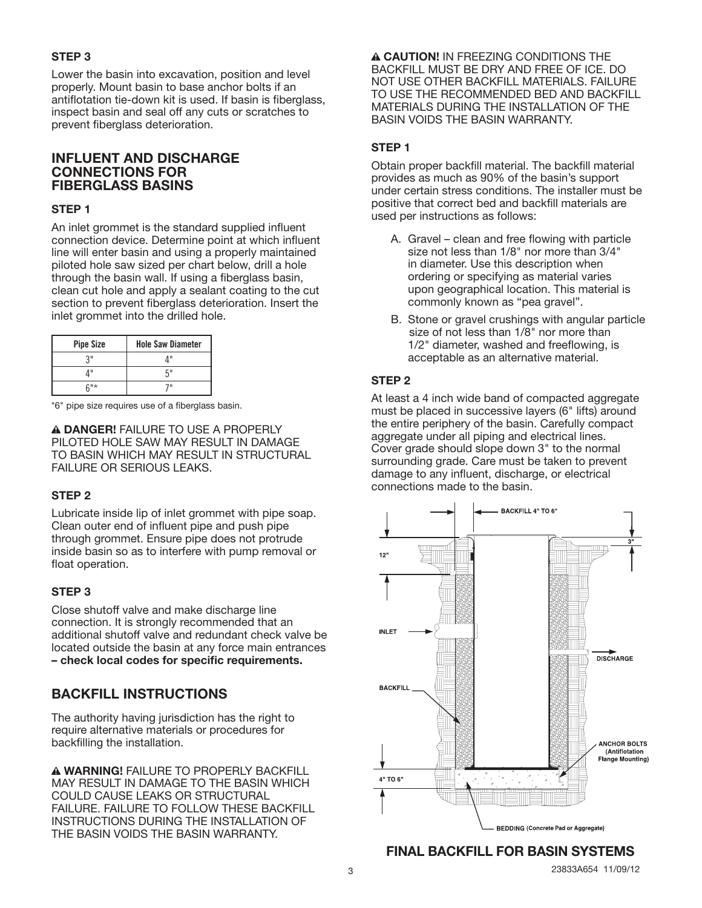### STEP 3

Lower the basin into excavation, position and level properly. Mount basin to base anchor bolts if an antiflotation tie-down kit is used. If basin is fiberglass, inspect basin and seal off any cuts or scratches to prevent fiberglass deterioration.

## INFLUENT AND DISCHARGE CONNECTIONS FOR FIBERGLASS BASINS

### STEP 1

An inlet grommet is the standard supplied influent connection device. Determine point at which influent line will enter basin and using a properly maintained piloted hole saw sized per chart below, drill a hole through the basin wall. If using a fiberglass basin, clean cut hole and apply a sealant coating to the cut section to prevent fiberglass deterioration. Insert the inlet grommet into the drilled hole.

| Pipe Size | Hole Saw Diameter |
|---|---|
| 3" | 4" |
| 4" | 5" |
| 6"* | 7" |

*6" pipe size requires use of a fiberglass basin.

⚠ **DANGER!** FAILURE TO USE A PROPERLY PILOTED HOLE SAW MAY RESULT IN DAMAGE TO BASIN WHICH MAY RESULT IN STRUCTURAL FAILURE OR SERIOUS LEAKS.

### STEP 2

Lubricate inside lip of inlet grommet with pipe soap. Clean outer end of influent pipe and push pipe through grommet. Ensure pipe does not protrude inside basin so as to interfere with pump removal or float operation.

### STEP 3

Close shutoff valve and make discharge line connection. It is strongly recommended that an additional shutoff valve and redundant check valve be located outside the basin at any force main entrances **– check local codes for specific requirements.**

## BACKFILL INSTRUCTIONS

The authority having jurisdiction has the right to require alternative materials or procedures for backfilling the installation.

⚠ **WARNING!** FAILURE TO PROPERLY BACKFILL MAY RESULT IN DAMAGE TO THE BASIN WHICH COULD CAUSE LEAKS OR STRUCTURAL FAILURE. FAILURE TO FOLLOW THESE BACKFILL INSTRUCTIONS DURING THE INSTALLATION OF THE BASIN VOIDS THE BASIN WARRANTY.

⚠ **CAUTION!** IN FREEZING CONDITIONS THE BACKFILL MUST BE DRY AND FREE OF ICE. DO NOT USE OTHER BACKFILL MATERIALS. FAILURE TO USE THE RECOMMENDED BED AND BACKFILL MATERIALS DURING THE INSTALLATION OF THE BASIN VOIDS THE BASIN WARRANTY.

### STEP 1

Obtain proper backfill material. The backfill material provides as much as 90% of the basin's support under certain stress conditions. The installer must be positive that correct bed and backfill materials are used per instructions as follows:

A. Gravel – clean and free flowing with particle size not less than 1/8" nor more than 3/4" in diameter. Use this description when ordering or specifying as material varies upon geographical location. This material is commonly known as "pea gravel".

B. Stone or gravel crushings with angular particle size of not less than 1/8" nor more than 1/2" diameter, washed and freeflowing, is acceptable as an alternative material.

### STEP 2

At least a 4 inch wide band of compacted aggregate must be placed in successive layers (6" lifts) around the entire periphery of the basin. Carefully compact aggregate under all piping and electrical lines. Cover grade should slope down 3" to the normal surrounding grade. Care must be taken to prevent damage to any influent, discharge, or electrical connections made to the basin.

BACKFILL 4" TO 6"

3"

12"

INLET

DISCHARGE

BACKFILL

ANCHOR BOLTS (Antiflotation Flange Mounting)

4" TO 6"

BEDDING (Concrete Pad or Aggregate)

**FINAL BACKFILL FOR BASIN SYSTEMS**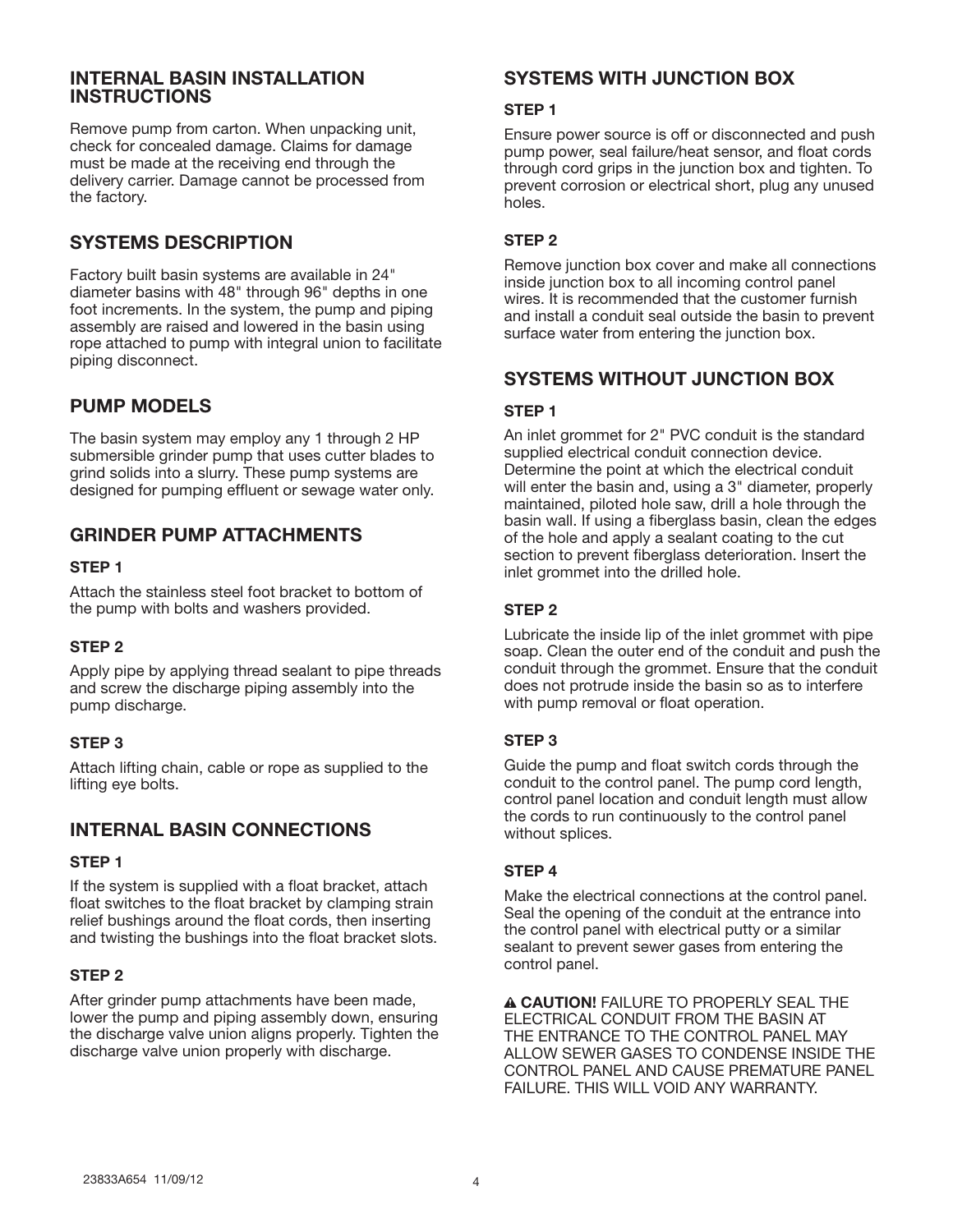## INTERNAL BASIN INSTALLATION INSTRUCTIONS

Remove pump from carton. When unpacking unit, check for concealed damage. Claims for damage must be made at the receiving end through the delivery carrier. Damage cannot be processed from the factory.

## SYSTEMS DESCRIPTION

Factory built basin systems are available in 24" diameter basins with 48" through 96" depths in one foot increments. In the system, the pump and piping assembly are raised and lowered in the basin using rope attached to pump with integral union to facilitate piping disconnect.

## PUMP MODELS

The basin system may employ any 1 through 2 HP submersible grinder pump that uses cutter blades to grind solids into a slurry. These pump systems are designed for pumping effluent or sewage water only.

## GRINDER PUMP ATTACHMENTS

### STEP 1

Attach the stainless steel foot bracket to bottom of the pump with bolts and washers provided.

### STEP 2

Apply pipe by applying thread sealant to pipe threads and screw the discharge piping assembly into the pump discharge.

### STEP 3

Attach lifting chain, cable or rope as supplied to the lifting eye bolts.

## INTERNAL BASIN CONNECTIONS

### STEP 1

If the system is supplied with a float bracket, attach float switches to the float bracket by clamping strain relief bushings around the float cords, then inserting and twisting the bushings into the float bracket slots.

### STEP 2

After grinder pump attachments have been made, lower the pump and piping assembly down, ensuring the discharge valve union aligns properly. Tighten the discharge valve union properly with discharge.

## SYSTEMS WITH JUNCTION BOX

### STEP 1

Ensure power source is off or disconnected and push pump power, seal failure/heat sensor, and float cords through cord grips in the junction box and tighten. To prevent corrosion or electrical short, plug any unused holes.

### STEP 2

Remove junction box cover and make all connections inside junction box to all incoming control panel wires. It is recommended that the customer furnish and install a conduit seal outside the basin to prevent surface water from entering the junction box.

## SYSTEMS WITHOUT JUNCTION BOX

### STEP 1

An inlet grommet for 2" PVC conduit is the standard supplied electrical conduit connection device. Determine the point at which the electrical conduit will enter the basin and, using a 3" diameter, properly maintained, piloted hole saw, drill a hole through the basin wall. If using a fiberglass basin, clean the edges of the hole and apply a sealant coating to the cut section to prevent fiberglass deterioration. Insert the inlet grommet into the drilled hole.

### STEP 2

Lubricate the inside lip of the inlet grommet with pipe soap. Clean the outer end of the conduit and push the conduit through the grommet. Ensure that the conduit does not protrude inside the basin so as to interfere with pump removal or float operation.

### STEP 3

Guide the pump and float switch cords through the conduit to the control panel. The pump cord length, control panel location and conduit length must allow the cords to run continuously to the control panel without splices.

### STEP 4

Make the electrical connections at the control panel. Seal the opening of the conduit at the entrance into the control panel with electrical putty or a similar sealant to prevent sewer gases from entering the control panel.

⚠ **CAUTION!** FAILURE TO PROPERLY SEAL THE ELECTRICAL CONDUIT FROM THE BASIN AT THE ENTRANCE TO THE CONTROL PANEL MAY ALLOW SEWER GASES TO CONDENSE INSIDE THE CONTROL PANEL AND CAUSE PREMATURE PANEL FAILURE. THIS WILL VOID ANY WARRANTY.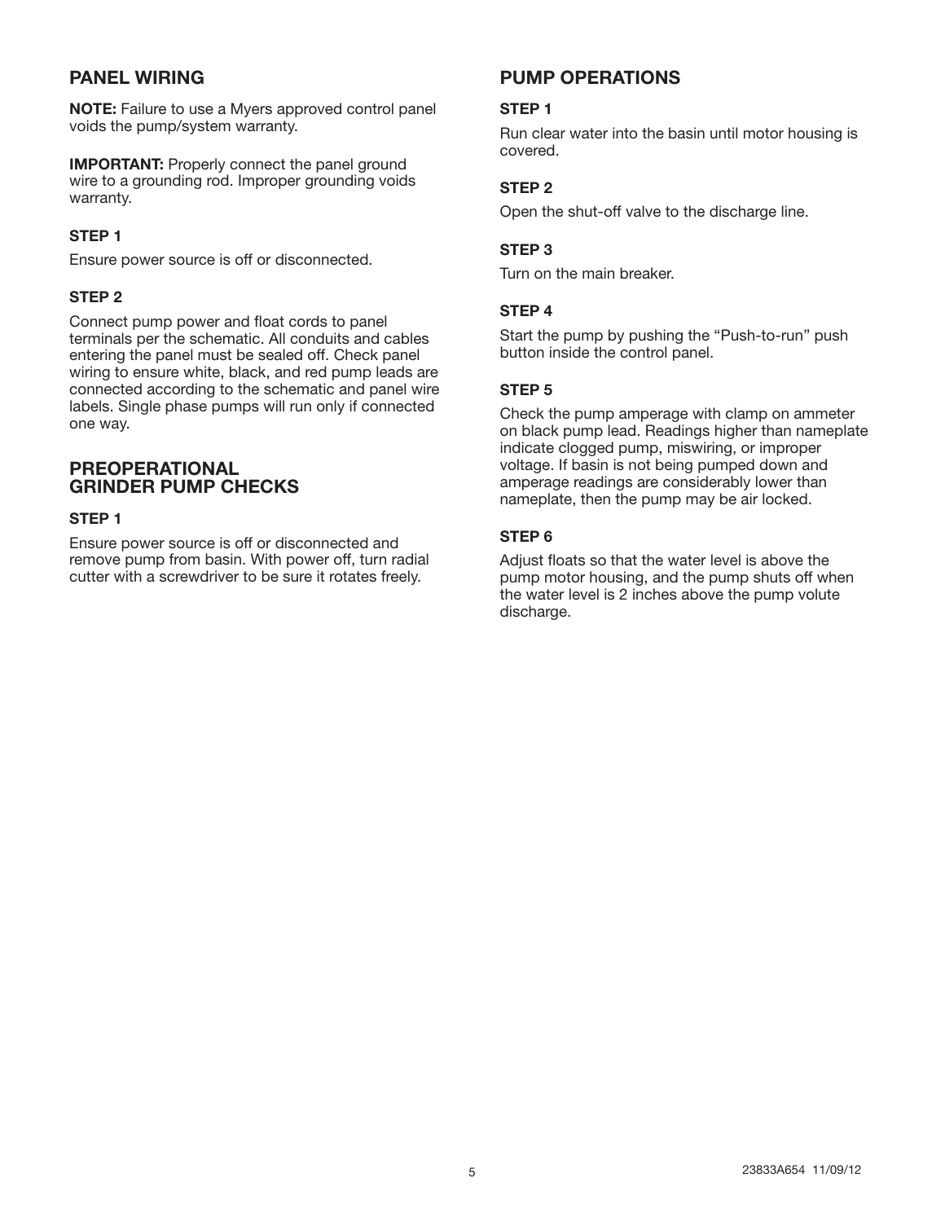## PANEL WIRING

**NOTE:** Failure to use a Myers approved control panel voids the pump/system warranty.

**IMPORTANT:** Properly connect the panel ground wire to a grounding rod. Improper grounding voids warranty.

### STEP 1

Ensure power source is off or disconnected.

### STEP 2

Connect pump power and float cords to panel terminals per the schematic. All conduits and cables entering the panel must be sealed off. Check panel wiring to ensure white, black, and red pump leads are connected according to the schematic and panel wire labels. Single phase pumps will run only if connected one way.

## PREOPERATIONAL GRINDER PUMP CHECKS

### STEP 1

Ensure power source is off or disconnected and remove pump from basin. With power off, turn radial cutter with a screwdriver to be sure it rotates freely.

## PUMP OPERATIONS

### STEP 1

Run clear water into the basin until motor housing is covered.

### STEP 2

Open the shut-off valve to the discharge line.

### STEP 3

Turn on the main breaker.

### STEP 4

Start the pump by pushing the "Push-to-run" push button inside the control panel.

### STEP 5

Check the pump amperage with clamp on ammeter on black pump lead. Readings higher than nameplate indicate clogged pump, miswiring, or improper voltage. If basin is not being pumped down and amperage readings are considerably lower than nameplate, then the pump may be air locked.

### STEP 6

Adjust floats so that the water level is above the pump motor housing, and the pump shuts off when the water level is 2 inches above the pump volute discharge.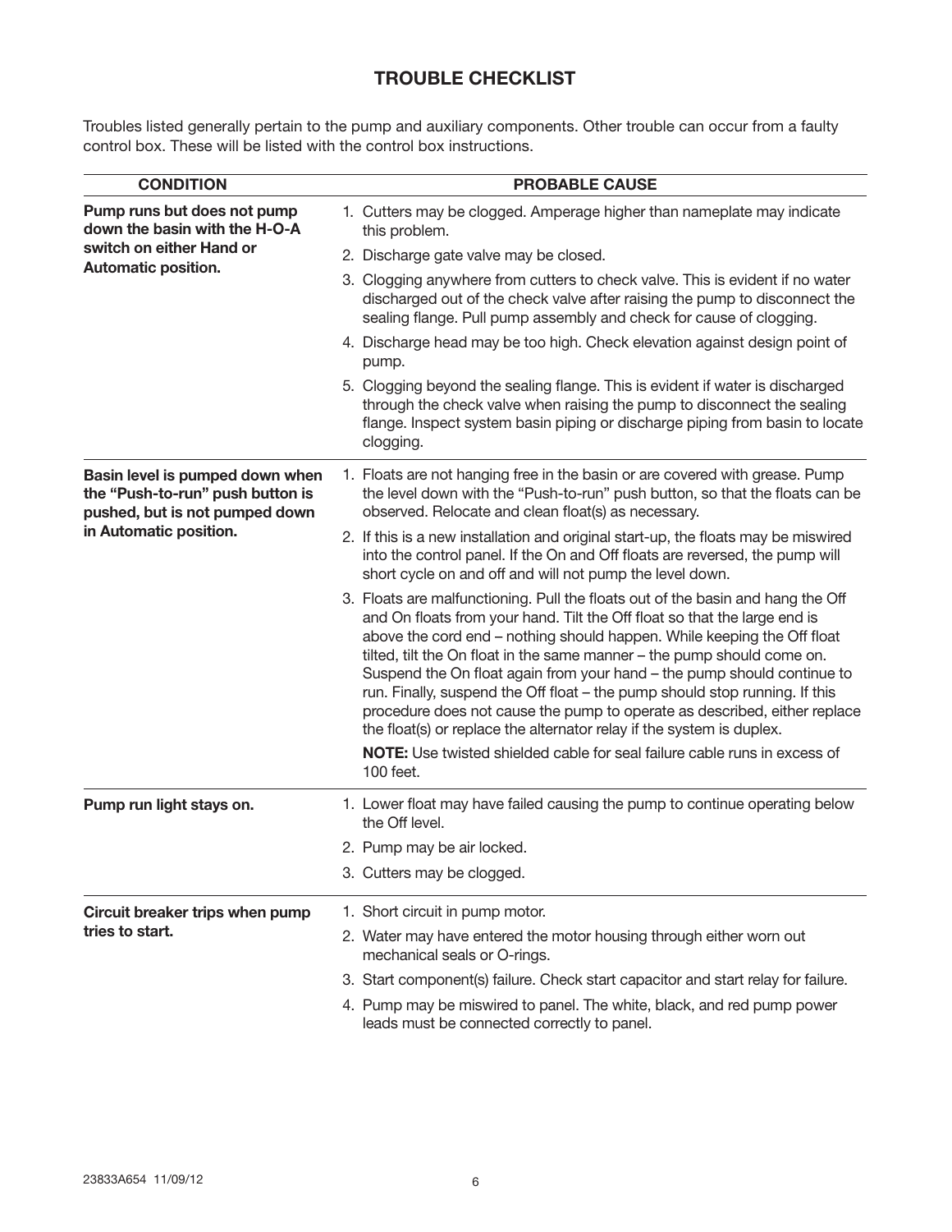## TROUBLE CHECKLIST

Troubles listed generally pertain to the pump and auxiliary components. Other trouble can occur from a faulty control box. These will be listed with the control box instructions.

| CONDITION | PROBABLE CAUSE |
|---|---|
| **Pump runs but does not pump down the basin with the H-O-A switch on either Hand or Automatic position.** | 1. Cutters may be clogged. Amperage higher than nameplate may indicate this problem.<br>2. Discharge gate valve may be closed.<br>3. Clogging anywhere from cutters to check valve. This is evident if no water discharged out of the check valve after raising the pump to disconnect the sealing flange. Pull pump assembly and check for cause of clogging.<br>4. Discharge head may be too high. Check elevation against design point of pump.<br>5. Clogging beyond the sealing flange. This is evident if water is discharged through the check valve when raising the pump to disconnect the sealing flange. Inspect system basin piping or discharge piping from basin to locate clogging. |
| **Basin level is pumped down when the "Push-to-run" push button is pushed, but is not pumped down in Automatic position.** | 1. Floats are not hanging free in the basin or are covered with grease. Pump the level down with the "Push-to-run" push button, so that the floats can be observed. Relocate and clean float(s) as necessary.<br>2. If this is a new installation and original start-up, the floats may be miswired into the control panel. If the On and Off floats are reversed, the pump will short cycle on and off and will not pump the level down.<br>3. Floats are malfunctioning. Pull the floats out of the basin and hang the Off and On floats from your hand. Tilt the Off float so that the large end is above the cord end – nothing should happen. While keeping the Off float tilted, tilt the On float in the same manner – the pump should come on. Suspend the On float again from your hand – the pump should continue to run. Finally, suspend the Off float – the pump should stop running. If this procedure does not cause the pump to operate as described, either replace the float(s) or replace the alternator relay if the system is duplex.<br>**NOTE:** Use twisted shielded cable for seal failure cable runs in excess of 100 feet. |
| **Pump run light stays on.** | 1. Lower float may have failed causing the pump to continue operating below the Off level.<br>2. Pump may be air locked.<br>3. Cutters may be clogged. |
| **Circuit breaker trips when pump tries to start.** | 1. Short circuit in pump motor.<br>2. Water may have entered the motor housing through either worn out mechanical seals or O-rings.<br>3. Start component(s) failure. Check start capacitor and start relay for failure.<br>4. Pump may be miswired to panel. The white, black, and red pump power leads must be connected correctly to panel. |

23833A654 11/09/12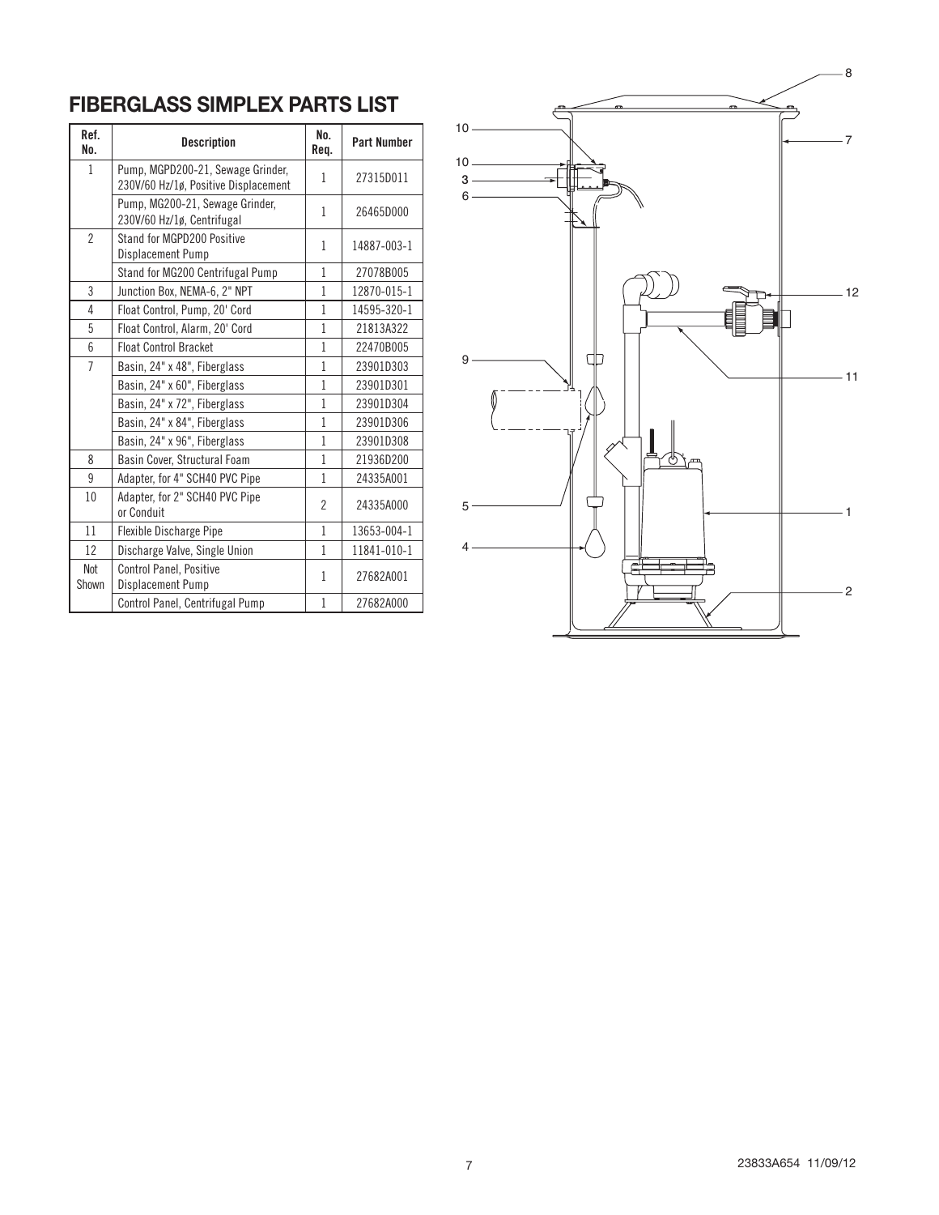# FIBERGLASS SIMPLEX PARTS LIST

| Ref. No. | Description | No. Req. | Part Number |
|---|---|---|---|
| 1 | Pump, MGPD200-21, Sewage Grinder, 230V/60 Hz/1ø, Positive Displacement | 1 | 27315D011 |
| | Pump, MG200-21, Sewage Grinder, 230V/60 Hz/1ø, Centrifugal | 1 | 26465D000 |
| 2 | Stand for MGPD200 Positive Displacement Pump | 1 | 14887-003-1 |
| | Stand for MG200 Centrifugal Pump | 1 | 27078B005 |
| 3 | Junction Box, NEMA-6, 2" NPT | 1 | 12870-015-1 |
| 4 | Float Control, Pump, 20' Cord | 1 | 14595-320-1 |
| 5 | Float Control, Alarm, 20' Cord | 1 | 21813A322 |
| 6 | Float Control Bracket | 1 | 22470B005 |
| 7 | Basin, 24" x 48", Fiberglass | 1 | 23901D303 |
| | Basin, 24" x 60", Fiberglass | 1 | 23901D301 |
| | Basin, 24" x 72", Fiberglass | 1 | 23901D304 |
| | Basin, 24" x 84", Fiberglass | 1 | 23901D306 |
| | Basin, 24" x 96", Fiberglass | 1 | 23901D308 |
| 8 | Basin Cover, Structural Foam | 1 | 21936D200 |
| 9 | Adapter, for 4" SCH40 PVC Pipe | 1 | 24335A001 |
| 10 | Adapter, for 2" SCH40 PVC Pipe or Conduit | 2 | 24335A000 |
| 11 | Flexible Discharge Pipe | 1 | 13653-004-1 |
| 12 | Discharge Valve, Single Union | 1 | 11841-010-1 |
| Not Shown | Control Panel, Positive Displacement Pump | 1 | 27682A001 |
| | Control Panel, Centrifugal Pump | 1 | 27682A000 |

23833A654 11/09/12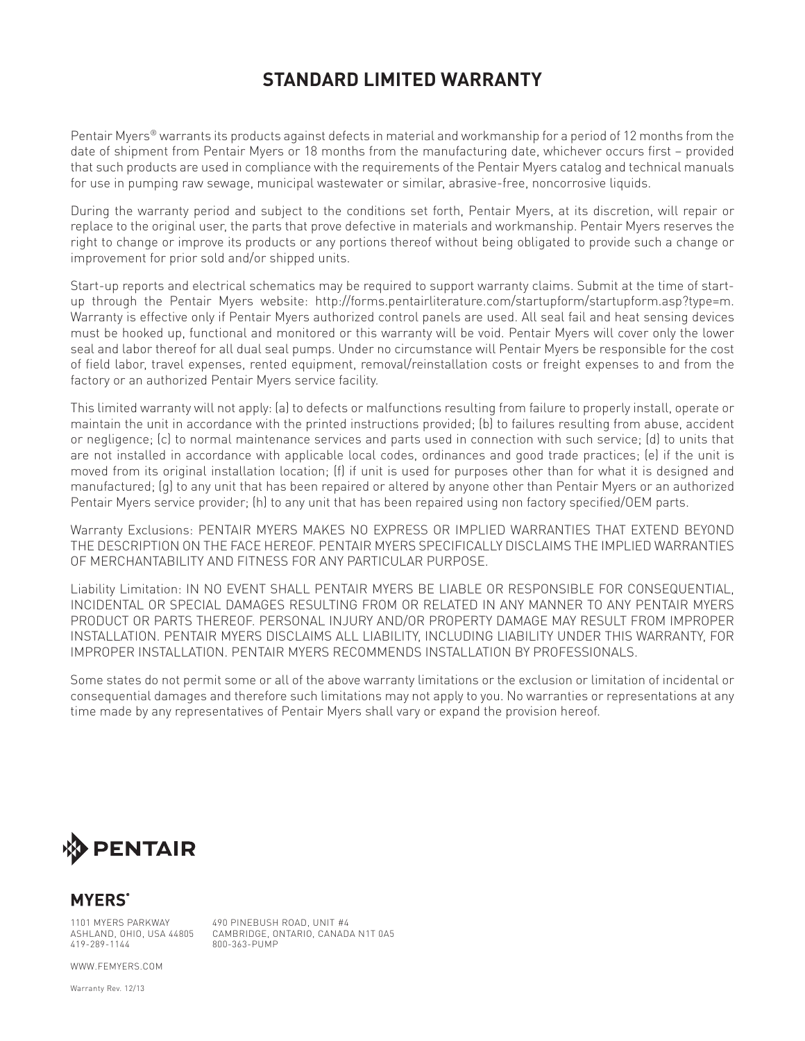# STANDARD LIMITED WARRANTY

Pentair Myers® warrants its products against defects in material and workmanship for a period of 12 months from the date of shipment from Pentair Myers or 18 months from the manufacturing date, whichever occurs first – provided that such products are used in compliance with the requirements of the Pentair Myers catalog and technical manuals for use in pumping raw sewage, municipal wastewater or similar, abrasive-free, noncorrosive liquids.

During the warranty period and subject to the conditions set forth, Pentair Myers, at its discretion, will repair or replace to the original user, the parts that prove defective in materials and workmanship. Pentair Myers reserves the right to change or improve its products or any portions thereof without being obligated to provide such a change or improvement for prior sold and/or shipped units.

Start-up reports and electrical schematics may be required to support warranty claims. Submit at the time of start-up through the Pentair Myers website: http://forms.pentairliterature.com/startupform/startupform.asp?type=m. Warranty is effective only if Pentair Myers authorized control panels are used. All seal fail and heat sensing devices must be hooked up, functional and monitored or this warranty will be void. Pentair Myers will cover only the lower seal and labor thereof for all dual seal pumps. Under no circumstance will Pentair Myers be responsible for the cost of field labor, travel expenses, rented equipment, removal/reinstallation costs or freight expenses to and from the factory or an authorized Pentair Myers service facility.

This limited warranty will not apply: (a) to defects or malfunctions resulting from failure to properly install, operate or maintain the unit in accordance with the printed instructions provided; (b) to failures resulting from abuse, accident or negligence; (c) to normal maintenance services and parts used in connection with such service; (d) to units that are not installed in accordance with applicable local codes, ordinances and good trade practices; (e) if the unit is moved from its original installation location; (f) if unit is used for purposes other than for what it is designed and manufactured; (g) to any unit that has been repaired or altered by anyone other than Pentair Myers or an authorized Pentair Myers service provider; (h) to any unit that has been repaired using non factory specified/OEM parts.

Warranty Exclusions: PENTAIR MYERS MAKES NO EXPRESS OR IMPLIED WARRANTIES THAT EXTEND BEYOND THE DESCRIPTION ON THE FACE HEREOF. PENTAIR MYERS SPECIFICALLY DISCLAIMS THE IMPLIED WARRANTIES OF MERCHANTABILITY AND FITNESS FOR ANY PARTICULAR PURPOSE.

Liability Limitation: IN NO EVENT SHALL PENTAIR MYERS BE LIABLE OR RESPONSIBLE FOR CONSEQUENTIAL, INCIDENTAL OR SPECIAL DAMAGES RESULTING FROM OR RELATED IN ANY MANNER TO ANY PENTAIR MYERS PRODUCT OR PARTS THEREOF. PERSONAL INJURY AND/OR PROPERTY DAMAGE MAY RESULT FROM IMPROPER INSTALLATION. PENTAIR MYERS DISCLAIMS ALL LIABILITY, INCLUDING LIABILITY UNDER THIS WARRANTY, FOR IMPROPER INSTALLATION. PENTAIR MYERS RECOMMENDS INSTALLATION BY PROFESSIONALS.

Some states do not permit some or all of the above warranty limitations or the exclusion or limitation of incidental or consequential damages and therefore such limitations may not apply to you. No warranties or representations at any time made by any representatives of Pentair Myers shall vary or expand the provision hereof.

PENTAIR

MYERS®

1101 MYERS PARKWAY
ASHLAND, OHIO, USA 44805
419-289-1144

490 PINEBUSH ROAD, UNIT #4
CAMBRIDGE, ONTARIO, CANADA N1T 0A5
800-363-PUMP

WWW.FEMYERS.COM

Warranty Rev. 12/13